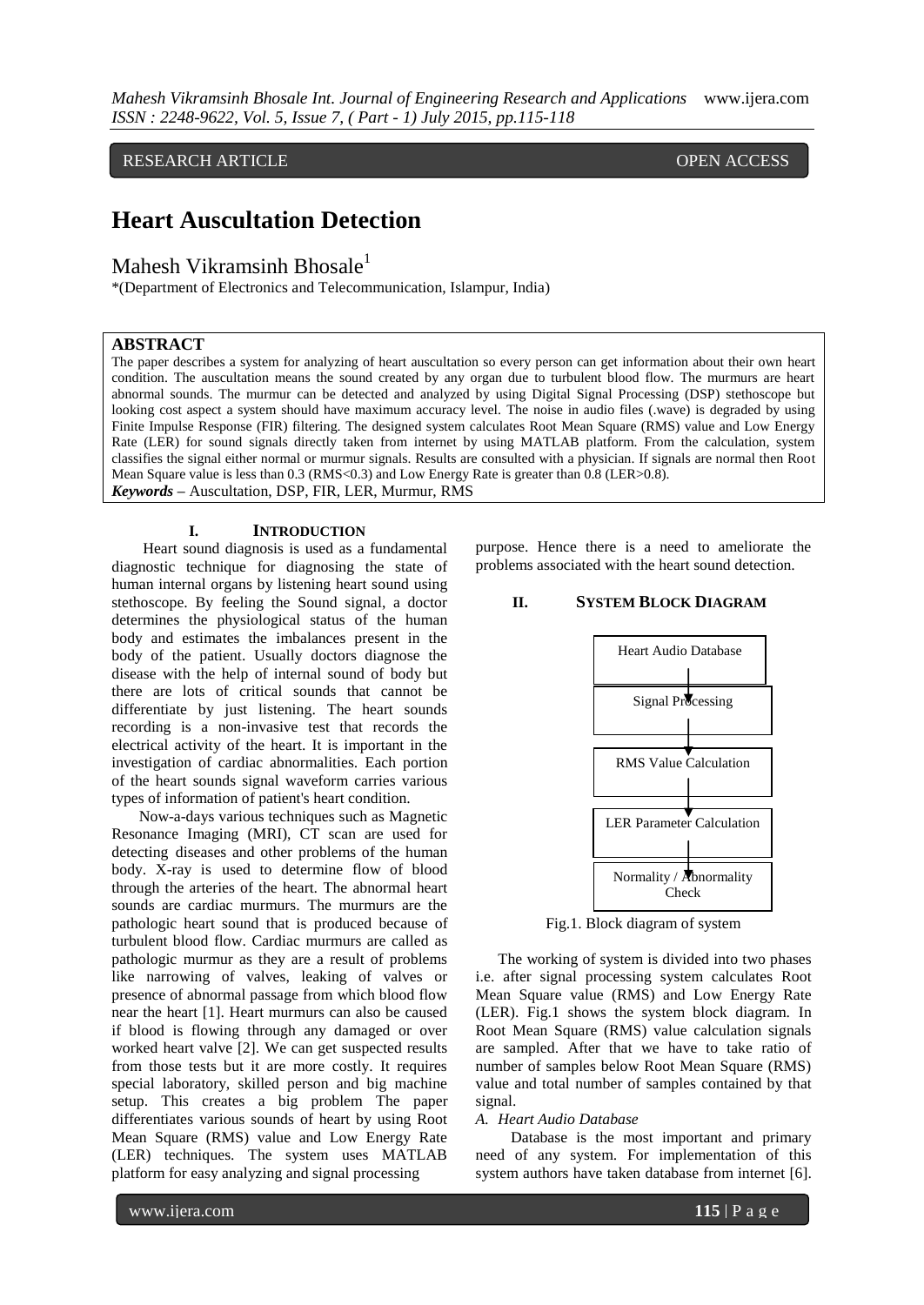RESEARCH ARTICLE OPEN ACCESS

# Heart Auscultation Detection

Mahesh Vikramsinh Bhosale[1]

*(Department of Electronics and Telecommunication, Islampur, India)

## ABSTRACT

The paper describes a system for analyzing of heart auscultation so every person can get information about their own heart condition. The auscultation means the sound created by any organ due to turbulent blood flow. The murmurs are heart abnormal sounds. The murmur can be detected and analyzed by using Digital Signal Processing (DSP) stethoscope but looking cost aspect a system should have maximum accuracy level. The noise in audio files (.wave) is degraded by using Finite Impulse Response (FIR) filtering. The designed system calculates Root Mean Square (RMS) value and Low Energy Rate (LER) for sound signals directly taken from internet by using MATLAB platform. From the calculation, system classifies the signal either normal or murmur signals. Results are consulted with a physician. If signals are normal then Root Mean Square value is less than 0.3 (RMS<0.3) and Low Energy Rate is greater than 0.8 (LER>0.8).

***Keywords*** – Auscultation, DSP, FIR, LER, Murmur, RMS

## I. Introduction

Heart sound diagnosis is used as a fundamental diagnostic technique for diagnosing the state of human internal organs by listening heart sound using stethoscope. By feeling the Sound signal, a doctor determines the physiological status of the human body and estimates the imbalances present in the body of the patient. Usually doctors diagnose the disease with the help of internal sound of body but there are lots of critical sounds that cannot be differentiate by just listening. The heart sounds recording is a non-invasive test that records the electrical activity of the heart. It is important in the investigation of cardiac abnormalities. Each portion of the heart sounds signal waveform carries various types of information of patient's heart condition.

Now-a-days various techniques such as Magnetic Resonance Imaging (MRI), CT scan are used for detecting diseases and other problems of the human body. X-ray is used to determine flow of blood through the arteries of the heart. The abnormal heart sounds are cardiac murmurs. The murmurs are the pathologic heart sound that is produced because of turbulent blood flow. Cardiac murmurs are called as pathologic murmur as they are a result of problems like narrowing of valves, leaking of valves or presence of abnormal passage from which blood flow near the heart [1]. Heart murmurs can also be caused if blood is flowing through any damaged or over worked heart valve [2]. We can get suspected results from those tests but it are more costly. It requires special laboratory, skilled person and big machine setup. This creates a big problem The paper differentiates various sounds of heart by using Root Mean Square (RMS) value and Low Energy Rate (LER) techniques. The system uses MATLAB platform for easy analyzing and signal processing purpose. Hence there is a need to ameliorate the problems associated with the heart sound detection.

## II. System Block Diagram

Heart Audio Database → Signal Processing → RMS Value Calculation → LER Parameter Calculation → Normality / Abnormality Check

Fig.1. Block diagram of system

The working of system is divided into two phases i.e. after signal processing system calculates Root Mean Square value (RMS) and Low Energy Rate (LER). Fig.1 shows the system block diagram. In Root Mean Square (RMS) value calculation signals are sampled. After that we have to take ratio of number of samples below Root Mean Square (RMS) value and total number of samples contained by that signal.

### *A. Heart Audio Database*

Database is the most important and primary need of any system. For implementation of this system authors have taken database from internet [6].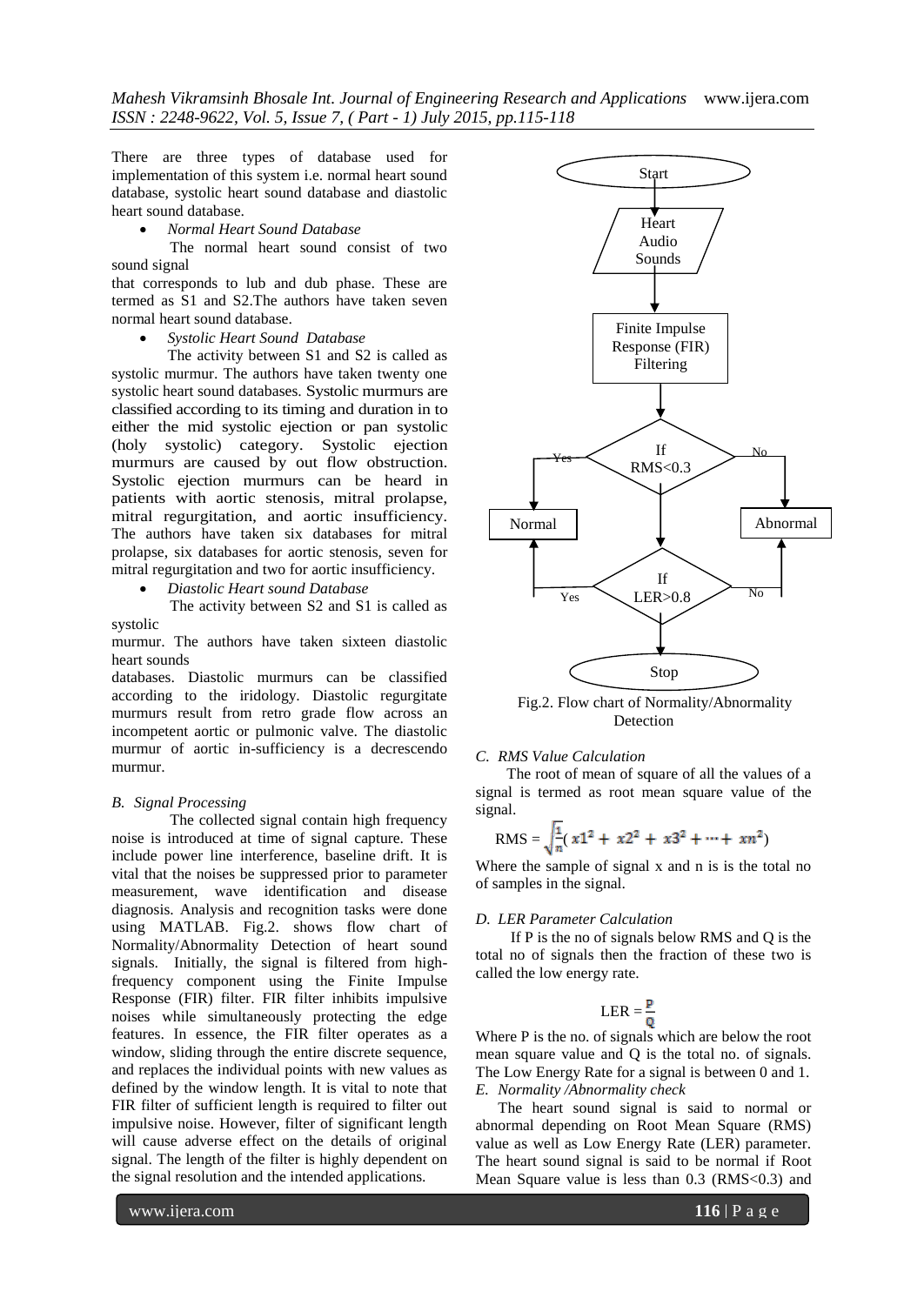There are three types of database used for implementation of this system i.e. normal heart sound database, systolic heart sound database and diastolic heart sound database.

- *Normal Heart Sound Database*

The normal heart sound consist of two sound signal

that corresponds to lub and dub phase. These are termed as S1 and S2.The authors have taken seven normal heart sound database.

- *Systolic Heart Sound Database*

The activity between S1 and S2 is called as systolic murmur. The authors have taken twenty one systolic heart sound databases. Systolic murmurs are classified according to its timing and duration in to either the mid systolic ejection or pan systolic (holy systolic) category. Systolic ejection murmurs are caused by out flow obstruction. Systolic ejection murmurs can be heard in patients with aortic stenosis, mitral prolapse, mitral regurgitation, and aortic insufficiency. The authors have taken six databases for mitral prolapse, six databases for aortic stenosis, seven for mitral regurgitation and two for aortic insufficiency.

- *Diastolic Heart sound Database*

The activity between S2 and S1 is called as systolic

murmur. The authors have taken sixteen diastolic heart sounds

databases. Diastolic murmurs can be classified according to the iridology. Diastolic regurgitate murmurs result from retro grade flow across an incompetent aortic or pulmonic valve. The diastolic murmur of aortic in-sufficiency is a decrescendo murmur.

### *B. Signal Processing*

The collected signal contain high frequency noise is introduced at time of signal capture. These include power line interference, baseline drift. It is vital that the noises be suppressed prior to parameter measurement, wave identification and disease diagnosis. Analysis and recognition tasks were done using MATLAB. Fig.2. shows flow chart of Normality/Abnormality Detection of heart sound signals. Initially, the signal is filtered from high-frequency component using the Finite Impulse Response (FIR) filter. FIR filter inhibits impulsive noises while simultaneously protecting the edge features. In essence, the FIR filter operates as a window, sliding through the entire discrete sequence, and replaces the individual points with new values as defined by the window length. It is vital to note that FIR filter of sufficient length is required to filter out impulsive noise. However, filter of significant length will cause adverse effect on the details of original signal. The length of the filter is highly dependent on the signal resolution and the intended applications.

Start → Heart Audio Sounds → Finite Impulse Response (FIR) Filtering → If RMS<0.3 (Yes → Normal; No → Abnormal) → If LER>0.8 (Yes → Normal; No → Abnormal) → Stop

Fig.2. Flow chart of Normality/Abnormality Detection

### *C. RMS Value Calculation*

The root of mean of square of all the values of a signal is termed as root mean square value of the signal.

$$\text{RMS} = \sqrt{\frac{1}{n}\left(x1^2 + x2^2 + x3^2 + \cdots + xn^2\right)}$$

Where the sample of signal x and n is is the total no of samples in the signal.

### *D. LER Parameter Calculation*

If P is the no of signals below RMS and Q is the total no of signals then the fraction of these two is called the low energy rate.

$$\text{LER} = \frac{P}{Q}$$

Where P is the no. of signals which are below the root mean square value and Q is the total no. of signals. The Low Energy Rate for a signal is between 0 and 1.

### *E. Normality /Abnormality check*

The heart sound signal is said to normal or abnormal depending on Root Mean Square (RMS) value as well as Low Energy Rate (LER) parameter. The heart sound signal is said to be normal if Root Mean Square value is less than 0.3 (RMS<0.3) and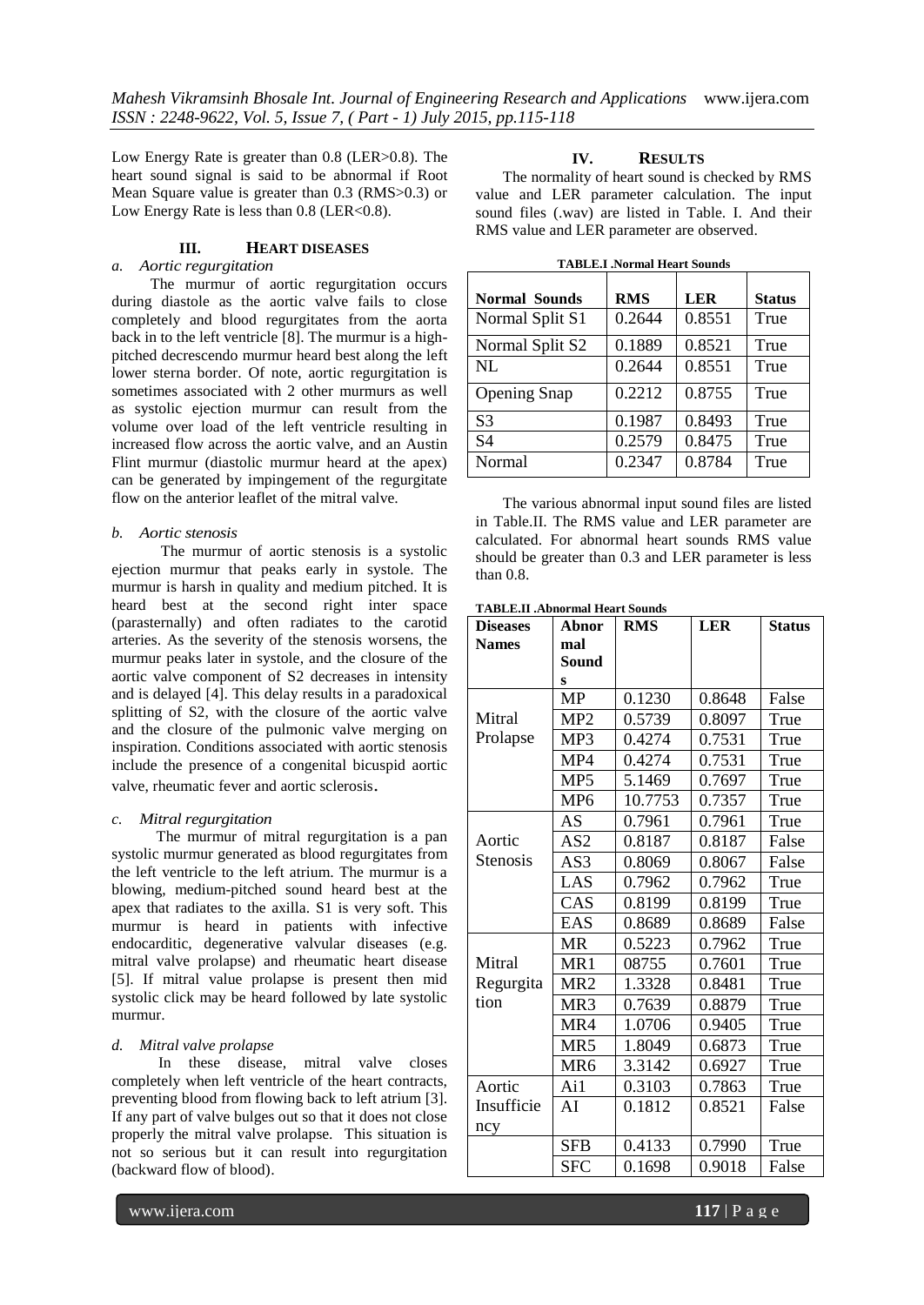Low Energy Rate is greater than 0.8 (LER>0.8). The heart sound signal is said to be abnormal if Root Mean Square value is greater than 0.3 (RMS>0.3) or Low Energy Rate is less than 0.8 (LER<0.8).

## III. HEART DISEASES

### *a. Aortic regurgitation*

The murmur of aortic regurgitation occurs during diastole as the aortic valve fails to close completely and blood regurgitates from the aorta back in to the left ventricle [8]. The murmur is a high-pitched decrescendo murmur heard best along the left lower sterna border. Of note, aortic regurgitation is sometimes associated with 2 other murmurs as well as systolic ejection murmur can result from the volume over load of the left ventricle resulting in increased flow across the aortic valve, and an Austin Flint murmur (diastolic murmur heard at the apex) can be generated by impingement of the regurgitate flow on the anterior leaflet of the mitral valve.

### *b. Aortic stenosis*

The murmur of aortic stenosis is a systolic ejection murmur that peaks early in systole. The murmur is harsh in quality and medium pitched. It is heard best at the second right inter space (parasternally) and often radiates to the carotid arteries. As the severity of the stenosis worsens, the murmur peaks later in systole, and the closure of the aortic valve component of S2 decreases in intensity and is delayed [4]. This delay results in a paradoxical splitting of S2, with the closure of the aortic valve and the closure of the pulmonic valve merging on inspiration. Conditions associated with aortic stenosis include the presence of a congenital bicuspid aortic valve, rheumatic fever and aortic sclerosis.

### *c. Mitral regurgitation*

The murmur of mitral regurgitation is a pan systolic murmur generated as blood regurgitates from the left ventricle to the left atrium. The murmur is a blowing, medium-pitched sound heard best at the apex that radiates to the axilla. S1 is very soft. This murmur is heard in patients with infective endocarditic, degenerative valvular diseases (e.g. mitral valve prolapse) and rheumatic heart disease [5]. If mitral value prolapse is present then mid systolic click may be heard followed by late systolic murmur.

### *d. Mitral valve prolapse*

In these disease, mitral valve closes completely when left ventricle of the heart contracts, preventing blood from flowing back to left atrium [3]. If any part of valve bulges out so that it does not close properly the mitral valve prolapse. This situation is not so serious but it can result into regurgitation (backward flow of blood).

## IV. RESULTS

The normality of heart sound is checked by RMS value and LER parameter calculation. The input sound files (.wav) are listed in Table. I. And their RMS value and LER parameter are observed.

**TABLE.I .Normal Heart Sounds**

| Normal Sounds | RMS | LER | Status |
|---|---|---|---|
| Normal Split S1 | 0.2644 | 0.8551 | True |
| Normal Split S2 | 0.1889 | 0.8521 | True |
| NL | 0.2644 | 0.8551 | True |
| Opening Snap | 0.2212 | 0.8755 | True |
| S3 | 0.1987 | 0.8493 | True |
| S4 | 0.2579 | 0.8475 | True |
| Normal | 0.2347 | 0.8784 | True |

The various abnormal input sound files are listed in Table.II. The RMS value and LER parameter are calculated. For abnormal heart sounds RMS value should be greater than 0.3 and LER parameter is less than 0.8.

**TABLE.II .Abnormal Heart Sounds**

| Diseases Names | Abnormal Sounds | RMS | LER | Status |
|---|---|---|---|---|
| Mitral Prolapse | MP | 0.1230 | 0.8648 | False |
| | MP2 | 0.5739 | 0.8097 | True |
| | MP3 | 0.4274 | 0.7531 | True |
| | MP4 | 0.4274 | 0.7531 | True |
| | MP5 | 5.1469 | 0.7697 | True |
| | MP6 | 10.7753 | 0.7357 | True |
| Aortic Stenosis | AS | 0.7961 | 0.7961 | True |
| | AS2 | 0.8187 | 0.8187 | False |
| | AS3 | 0.8069 | 0.8067 | False |
| | LAS | 0.7962 | 0.7962 | True |
| | CAS | 0.8199 | 0.8199 | True |
| | EAS | 0.8689 | 0.8689 | False |
| Mitral Regurgitation | MR | 0.5223 | 0.7962 | True |
| | MR1 | 08755 | 0.7601 | True |
| | MR2 | 1.3328 | 0.8481 | True |
| | MR3 | 0.7639 | 0.8879 | True |
| | MR4 | 1.0706 | 0.9405 | True |
| | MR5 | 1.8049 | 0.6873 | True |
| | MR6 | 3.3142 | 0.6927 | True |
| Aortic Insufficiency | Ai1 | 0.3103 | 0.7863 | True |
| | AI | 0.1812 | 0.8521 | False |
| | SFB | 0.4133 | 0.7990 | True |
| | SFC | 0.1698 | 0.9018 | False |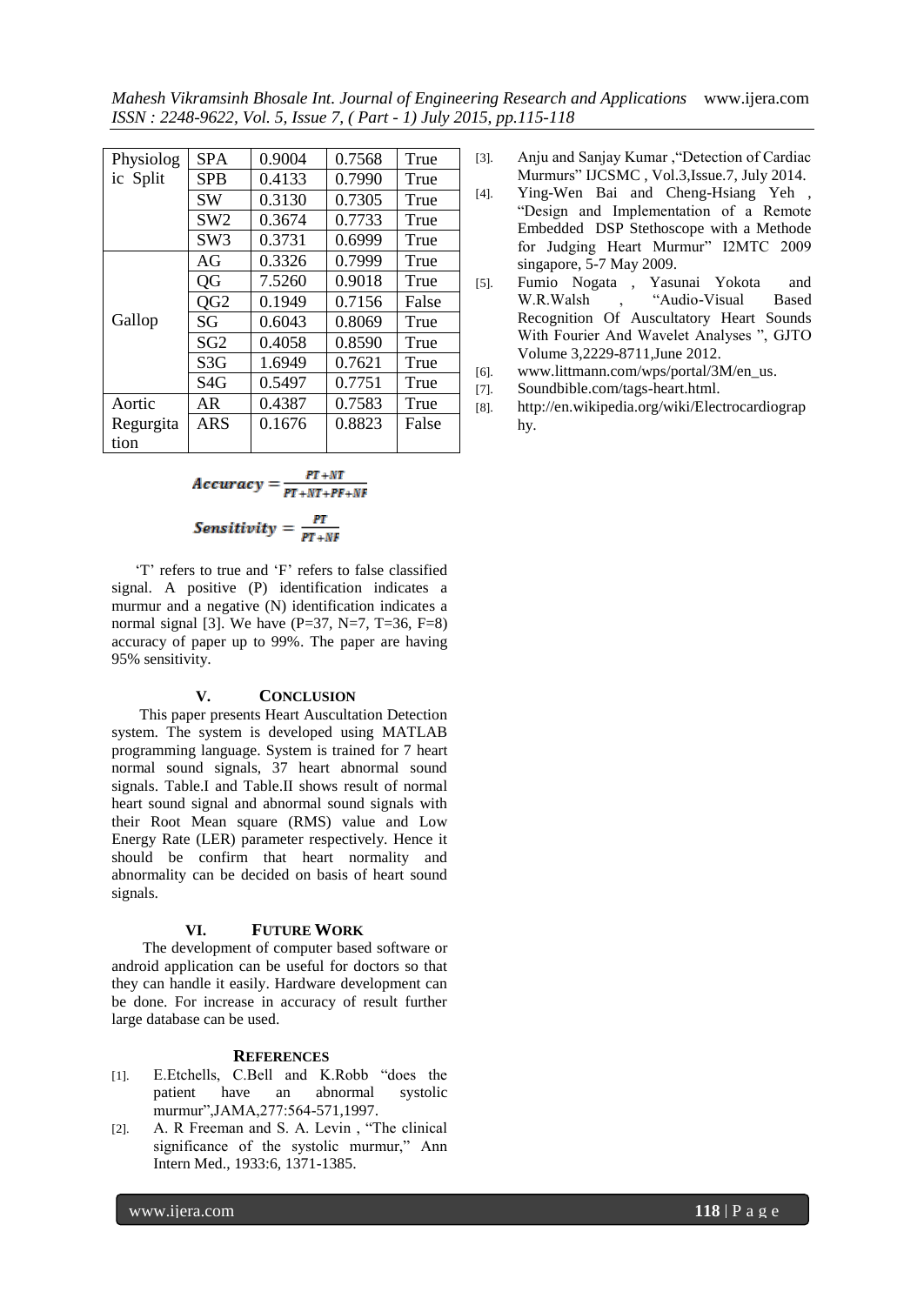| | | | | |
|---|---|---|---|---|
| Physiologic Split | SPA | 0.9004 | 0.7568 | True |
| | SPB | 0.4133 | 0.7990 | True |
| | SW | 0.3130 | 0.7305 | True |
| | SW2 | 0.3674 | 0.7733 | True |
| | SW3 | 0.3731 | 0.6999 | True |
| Gallop | AG | 0.3326 | 0.7999 | True |
| | QG | 7.5260 | 0.9018 | True |
| | QG2 | 0.1949 | 0.7156 | False |
| | SG | 0.6043 | 0.8069 | True |
| | SG2 | 0.4058 | 0.8590 | True |
| | S3G | 1.6949 | 0.7621 | True |
| | S4G | 0.5497 | 0.7751 | True |
| Aortic Regurgitation | AR | 0.4387 | 0.7583 | True |
| | ARS | 0.1676 | 0.8823 | False |

$$Accuracy = \frac{PT+NT}{PT+NT+PF+NF}$$

$$Sensitivity = \frac{PT}{PT+NF}$$

'T' refers to true and 'F' refers to false classified signal. A positive (P) identification indicates a murmur and a negative (N) identification indicates a normal signal [3]. We have (P=37, N=7, T=36, F=8) accuracy of paper up to 99%. The paper are having 95% sensitivity.

## V. CONCLUSION

This paper presents Heart Auscultation Detection system. The system is developed using MATLAB programming language. System is trained for 7 heart normal sound signals, 37 heart abnormal sound signals. Table.I and Table.II shows result of normal heart sound signal and abnormal sound signals with their Root Mean square (RMS) value and Low Energy Rate (LER) parameter respectively. Hence it should be confirm that heart normality and abnormality can be decided on basis of heart sound signals.

## VI. FUTURE WORK

The development of computer based software or android application can be useful for doctors so that they can handle it easily. Hardware development can be done. For increase in accuracy of result further large database can be used.

## REFERENCES

[1]. E.Etchells, C.Bell and K.Robb "does the patient have an abnormal systolic murmur",JAMA,277:564-571,1997.

[2]. A. R Freeman and S. A. Levin , "The clinical significance of the systolic murmur," Ann Intern Med., 1933:6, 1371-1385.

[3]. Anju and Sanjay Kumar ,"Detection of Cardiac Murmurs" IJCSMC , Vol.3,Issue.7, July 2014.

[4]. Ying-Wen Bai and Cheng-Hsiang Yeh , "Design and Implementation of a Remote Embedded DSP Stethoscope with a Methode for Judging Heart Murmur" I2MTC 2009 singapore, 5-7 May 2009.

[5]. Fumio Nogata , Yasunai Yokota and W.R.Walsh , "Audio-Visual Based Recognition Of Auscultatory Heart Sounds With Fourier And Wavelet Analyses ", GJTO Volume 3,2229-8711,June 2012.

[6]. www.littmann.com/wps/portal/3M/en_us.

[7]. Soundbible.com/tags-heart.html.

[8]. http://en.wikipedia.org/wiki/Electrocardiography.